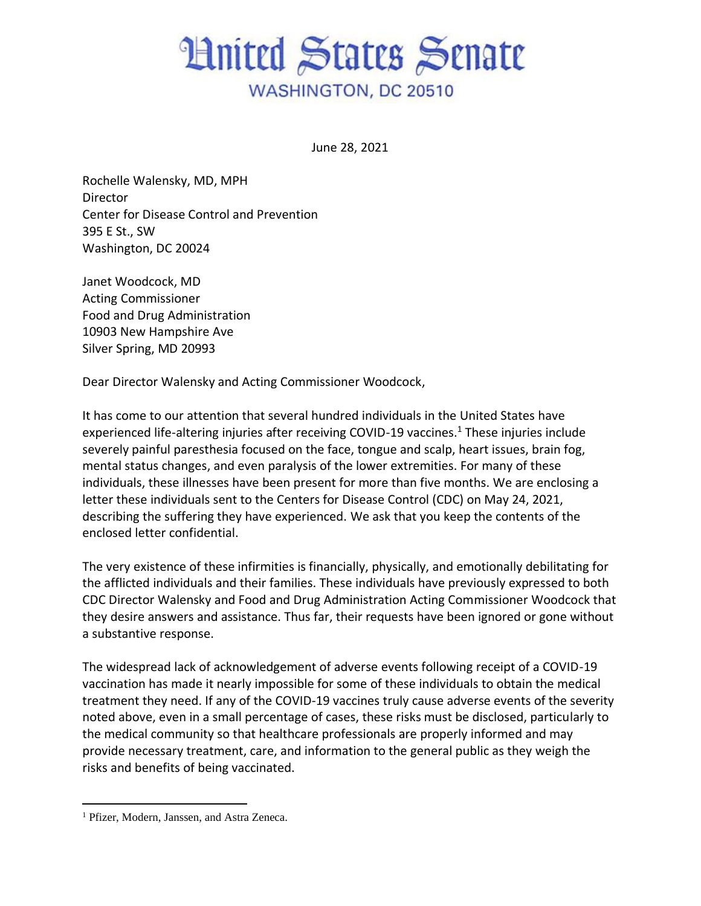# United States Senate

WASHINGTON, DC 20510

June 28, 2021

Rochelle Walensky, MD, MPH
Director
Center for Disease Control and Prevention
395 E St., SW
Washington, DC 20024

Janet Woodcock, MD
Acting Commissioner
Food and Drug Administration
10903 New Hampshire Ave
Silver Spring, MD 20993

Dear Director Walensky and Acting Commissioner Woodcock,

It has come to our attention that several hundred individuals in the United States have experienced life-altering injuries after receiving COVID-19 vaccines.[1] These injuries include severely painful paresthesia focused on the face, tongue and scalp, heart issues, brain fog, mental status changes, and even paralysis of the lower extremities. For many of these individuals, these illnesses have been present for more than five months. We are enclosing a letter these individuals sent to the Centers for Disease Control (CDC) on May 24, 2021, describing the suffering they have experienced. We ask that you keep the contents of the enclosed letter confidential.

The very existence of these infirmities is financially, physically, and emotionally debilitating for the afflicted individuals and their families. These individuals have previously expressed to both CDC Director Walensky and Food and Drug Administration Acting Commissioner Woodcock that they desire answers and assistance. Thus far, their requests have been ignored or gone without a substantive response.

The widespread lack of acknowledgement of adverse events following receipt of a COVID-19 vaccination has made it nearly impossible for some of these individuals to obtain the medical treatment they need. If any of the COVID-19 vaccines truly cause adverse events of the severity noted above, even in a small percentage of cases, these risks must be disclosed, particularly to the medical community so that healthcare professionals are properly informed and may provide necessary treatment, care, and information to the general public as they weigh the risks and benefits of being vaccinated.

---

[1] Pfizer, Modern, Janssen, and Astra Zeneca.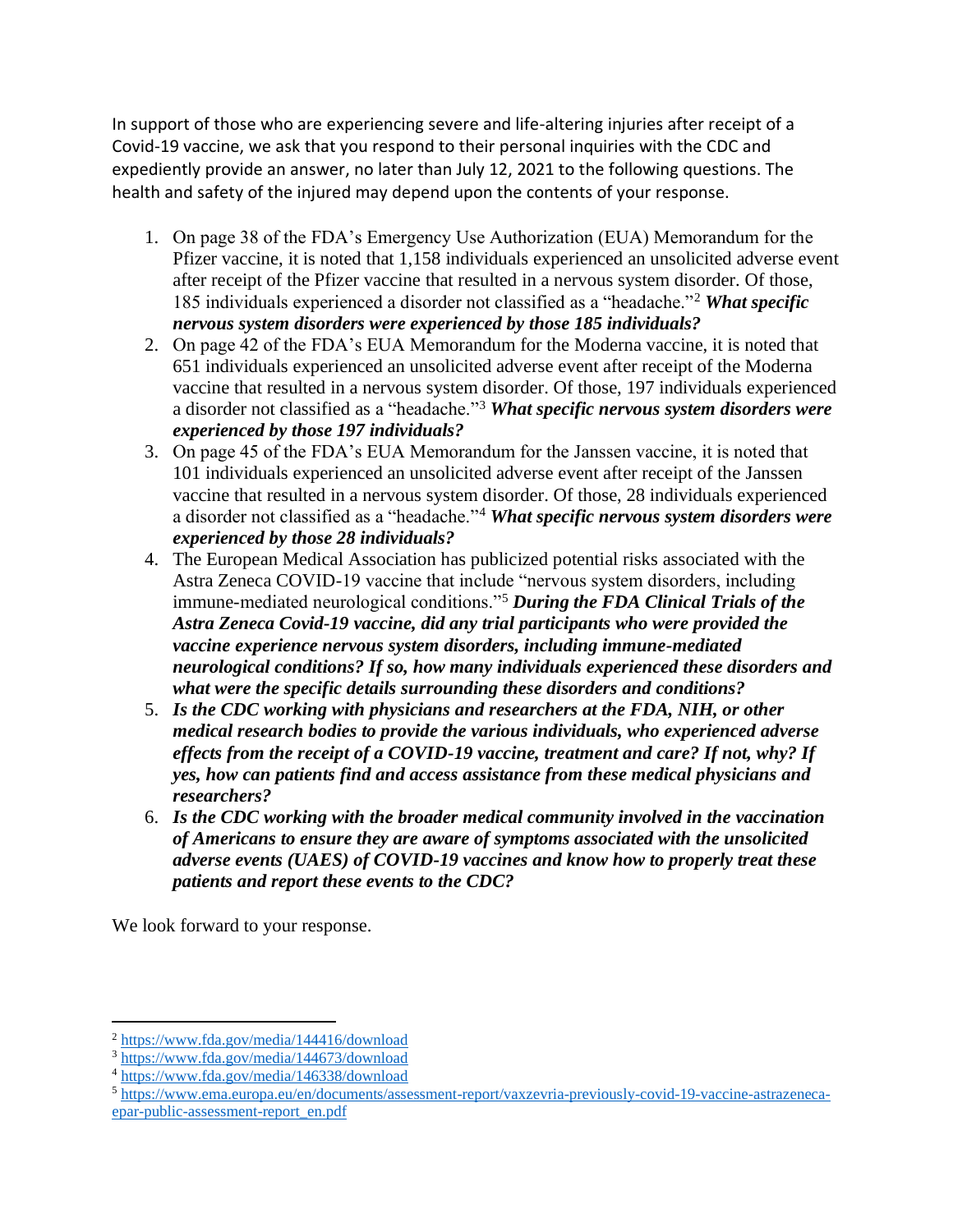In support of those who are experiencing severe and life-altering injuries after receipt of a Covid-19 vaccine, we ask that you respond to their personal inquiries with the CDC and expediently provide an answer, no later than July 12, 2021 to the following questions. The health and safety of the injured may depend upon the contents of your response.

1. On page 38 of the FDA's Emergency Use Authorization (EUA) Memorandum for the Pfizer vaccine, it is noted that 1,158 individuals experienced an unsolicited adverse event after receipt of the Pfizer vaccine that resulted in a nervous system disorder. Of those, 185 individuals experienced a disorder not classified as a "headache."[2] ***What specific nervous system disorders were experienced by those 185 individuals?***
2. On page 42 of the FDA's EUA Memorandum for the Moderna vaccine, it is noted that 651 individuals experienced an unsolicited adverse event after receipt of the Moderna vaccine that resulted in a nervous system disorder. Of those, 197 individuals experienced a disorder not classified as a "headache."[3] ***What specific nervous system disorders were experienced by those 197 individuals?***
3. On page 45 of the FDA's EUA Memorandum for the Janssen vaccine, it is noted that 101 individuals experienced an unsolicited adverse event after receipt of the Janssen vaccine that resulted in a nervous system disorder. Of those, 28 individuals experienced a disorder not classified as a "headache."[4] ***What specific nervous system disorders were experienced by those 28 individuals?***
4. The European Medical Association has publicized potential risks associated with the Astra Zeneca COVID-19 vaccine that include "nervous system disorders, including immune-mediated neurological conditions."[5] ***During the FDA Clinical Trials of the Astra Zeneca Covid-19 vaccine, did any trial participants who were provided the vaccine experience nervous system disorders, including immune-mediated neurological conditions? If so, how many individuals experienced these disorders and what were the specific details surrounding these disorders and conditions?***
5. ***Is the CDC working with physicians and researchers at the FDA, NIH, or other medical research bodies to provide the various individuals, who experienced adverse effects from the receipt of a COVID-19 vaccine, treatment and care? If not, why? If yes, how can patients find and access assistance from these medical physicians and researchers?***
6. ***Is the CDC working with the broader medical community involved in the vaccination of Americans to ensure they are aware of symptoms associated with the unsolicited adverse events (UAES) of COVID-19 vaccines and know how to properly treat these patients and report these events to the CDC?***

We look forward to your response.

---

[2] https://www.fda.gov/media/144416/download

[3] https://www.fda.gov/media/144673/download

[4] https://www.fda.gov/media/146338/download

[5] https://www.ema.europa.eu/en/documents/assessment-report/vaxzevria-previously-covid-19-vaccine-astrazeneca-epar-public-assessment-report_en.pdf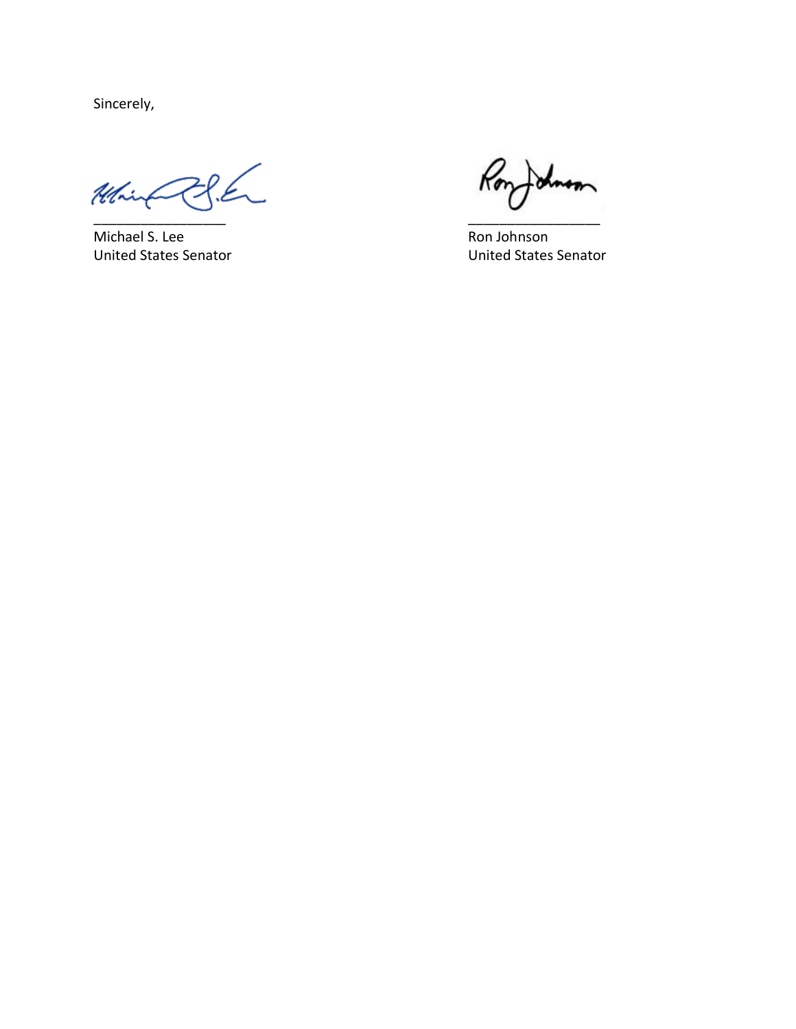Sincerely,

\_\_\_\_\_\_\_\_\_\_\_\_\_\_\_\_\_\_
Michael S. Lee
United States Senator

\_\_\_\_\_\_\_\_\_\_\_\_\_\_\_\_\_\_
Ron Johnson
United States Senator